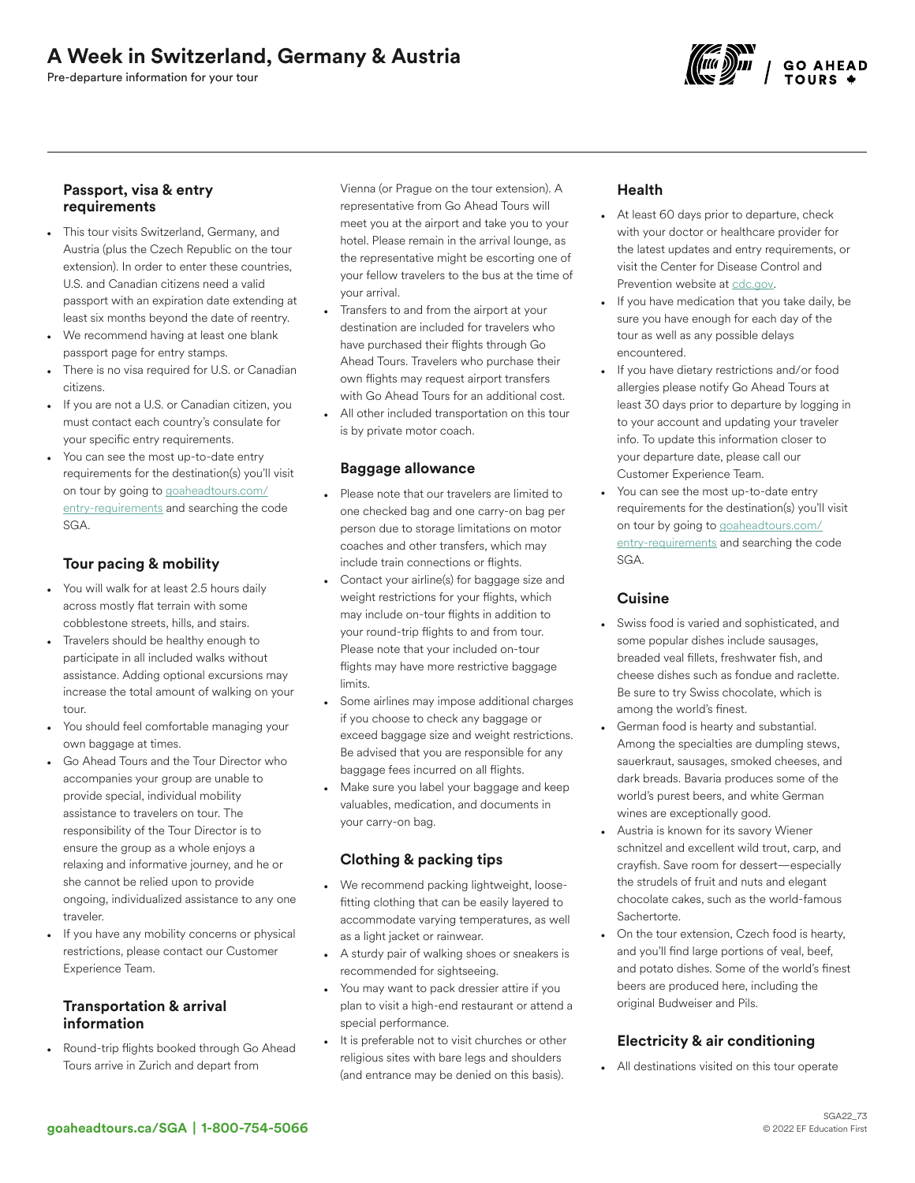# A Week in Switzerland, Germany & Austria

Pre-departure information for your tour

### Passport, visa & entry requirements

- This tour visits Switzerland, Germany, and Austria (plus the Czech Republic on the tour extension). In order to enter these countries, U.S. and Canadian citizens need a valid passport with an expiration date extending at least six months beyond the date of reentry.
- We recommend having at least one blank passport page for entry stamps.
- There is no visa required for U.S. or Canadian citizens.
- If you are not a U.S. or Canadian citizen, you must contact each country's consulate for your specific entry requirements.
- You can see the most up-to-date entry requirements for the destination(s) you'll visit on tour by going to goaheadtours.com/entry-requirements and searching the code SGA.

### Tour pacing & mobility

- You will walk for at least 2.5 hours daily across mostly flat terrain with some cobblestone streets, hills, and stairs.
- Travelers should be healthy enough to participate in all included walks without assistance. Adding optional excursions may increase the total amount of walking on your tour.
- You should feel comfortable managing your own baggage at times.
- Go Ahead Tours and the Tour Director who accompanies your group are unable to provide special, individual mobility assistance to travelers on tour. The responsibility of the Tour Director is to ensure the group as a whole enjoys a relaxing and informative journey, and he or she cannot be relied upon to provide ongoing, individualized assistance to any one traveler.
- If you have any mobility concerns or physical restrictions, please contact our Customer Experience Team.

### Transportation & arrival information

- Round-trip flights booked through Go Ahead Tours arrive in Zurich and depart from Vienna (or Prague on the tour extension). A representative from Go Ahead Tours will meet you at the airport and take you to your hotel. Please remain in the arrival lounge, as the representative might be escorting one of your fellow travelers to the bus at the time of your arrival.
- Transfers to and from the airport at your destination are included for travelers who have purchased their flights through Go Ahead Tours. Travelers who purchase their own flights may request airport transfers with Go Ahead Tours for an additional cost.
- All other included transportation on this tour is by private motor coach.

### Baggage allowance

- Please note that our travelers are limited to one checked bag and one carry-on bag per person due to storage limitations on motor coaches and other transfers, which may include train connections or flights.
- Contact your airline(s) for baggage size and weight restrictions for your flights, which may include on-tour flights in addition to your round-trip flights to and from tour. Please note that your included on-tour flights may have more restrictive baggage limits.
- Some airlines may impose additional charges if you choose to check any baggage or exceed baggage size and weight restrictions. Be advised that you are responsible for any baggage fees incurred on all flights.
- Make sure you label your baggage and keep valuables, medication, and documents in your carry-on bag.

### Clothing & packing tips

- We recommend packing lightweight, loose-fitting clothing that can be easily layered to accommodate varying temperatures, as well as a light jacket or rainwear.
- A sturdy pair of walking shoes or sneakers is recommended for sightseeing.
- You may want to pack dressier attire if you plan to visit a high-end restaurant or attend a special performance.
- It is preferable not to visit churches or other religious sites with bare legs and shoulders (and entrance may be denied on this basis).

### Health

- At least 60 days prior to departure, check with your doctor or healthcare provider for the latest updates and entry requirements, or visit the Center for Disease Control and Prevention website at cdc.gov.
- If you have medication that you take daily, be sure you have enough for each day of the tour as well as any possible delays encountered.
- If you have dietary restrictions and/or food allergies please notify Go Ahead Tours at least 30 days prior to departure by logging in to your account and updating your traveler info. To update this information closer to your departure date, please call our Customer Experience Team.
- You can see the most up-to-date entry requirements for the destination(s) you'll visit on tour by going to goaheadtours.com/entry-requirements and searching the code SGA.

### Cuisine

- Swiss food is varied and sophisticated, and some popular dishes include sausages, breaded veal fillets, freshwater fish, and cheese dishes such as fondue and raclette. Be sure to try Swiss chocolate, which is among the world's finest.
- German food is hearty and substantial. Among the specialties are dumpling stews, sauerkraut, sausages, smoked cheeses, and dark breads. Bavaria produces some of the world's purest beers, and white German wines are exceptionally good.
- Austria is known for its savory Wiener schnitzel and excellent wild trout, carp, and crayfish. Save room for dessert—especially the strudels of fruit and nuts and elegant chocolate cakes, such as the world-famous Sachertorte.
- On the tour extension, Czech food is hearty, and you'll find large portions of veal, beef, and potato dishes. Some of the world's finest beers are produced here, including the original Budweiser and Pils.

### Electricity & air conditioning

- All destinations visited on this tour operate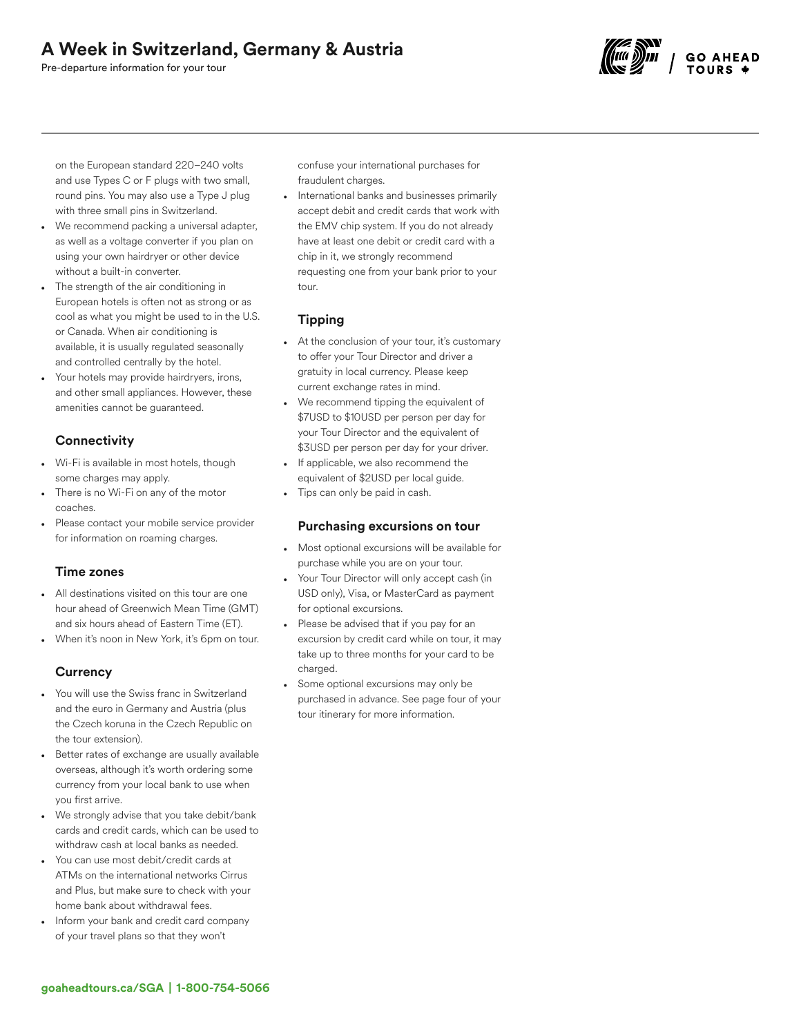on the European standard 220–240 volts and use Types C or F plugs with two small, round pins. You may also use a Type J plug with three small pins in Switzerland.

- We recommend packing a universal adapter, as well as a voltage converter if you plan on using your own hairdryer or other device without a built-in converter.
- The strength of the air conditioning in European hotels is often not as strong or as cool as what you might be used to in the U.S. or Canada. When air conditioning is available, it is usually regulated seasonally and controlled centrally by the hotel.
- Your hotels may provide hairdryers, irons, and other small appliances. However, these amenities cannot be guaranteed.

### Connectivity

- Wi-Fi is available in most hotels, though some charges may apply.
- There is no Wi-Fi on any of the motor coaches.
- Please contact your mobile service provider for information on roaming charges.

### Time zones

- All destinations visited on this tour are one hour ahead of Greenwich Mean Time (GMT) and six hours ahead of Eastern Time (ET).
- When it's noon in New York, it's 6pm on tour.

### Currency

- You will use the Swiss franc in Switzerland and the euro in Germany and Austria (plus the Czech koruna in the Czech Republic on the tour extension).
- Better rates of exchange are usually available overseas, although it's worth ordering some currency from your local bank to use when you first arrive.
- We strongly advise that you take debit/bank cards and credit cards, which can be used to withdraw cash at local banks as needed.
- You can use most debit/credit cards at ATMs on the international networks Cirrus and Plus, but make sure to check with your home bank about withdrawal fees.
- Inform your bank and credit card company of your travel plans so that they won't confuse your international purchases for fraudulent charges.
- International banks and businesses primarily accept debit and credit cards that work with the EMV chip system. If you do not already have at least one debit or credit card with a chip in it, we strongly recommend requesting one from your bank prior to your tour.

### Tipping

- At the conclusion of your tour, it's customary to offer your Tour Director and driver a gratuity in local currency. Please keep current exchange rates in mind.
- We recommend tipping the equivalent of $7USD to $10USD per person per day for your Tour Director and the equivalent of $3USD per person per day for your driver.
- If applicable, we also recommend the equivalent of $2USD per local guide.
- Tips can only be paid in cash.

### Purchasing excursions on tour

- Most optional excursions will be available for purchase while you are on your tour.
- Your Tour Director will only accept cash (in USD only), Visa, or MasterCard as payment for optional excursions.
- Please be advised that if you pay for an excursion by credit card while on tour, it may take up to three months for your card to be charged.
- Some optional excursions may only be purchased in advance. See page four of your tour itinerary for more information.